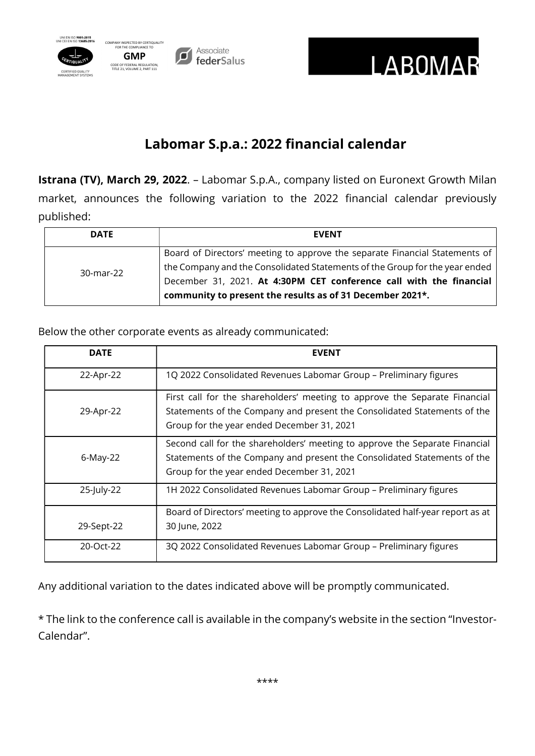# Labomar S.p.a.: 2022 financial calendar

**Istrana (TV), March 29, 2022**. – Labomar S.p.A., company listed on Euronext Growth Milan market, announces the following variation to the 2022 financial calendar previously published:

| DATE | EVENT |
|---|---|
| 30-mar-22 | Board of Directors' meeting to approve the separate Financial Statements of the Company and the Consolidated Statements of the Group for the year ended December 31, 2021. **At 4:30PM CET conference call with the financial community to present the results as of 31 December 2021*.** |

Below the other corporate events as already communicated:

| DATE | EVENT |
|---|---|
| 22-Apr-22 | 1Q 2022 Consolidated Revenues Labomar Group – Preliminary figures |
| 29-Apr-22 | First call for the shareholders' meeting to approve the Separate Financial Statements of the Company and present the Consolidated Statements of the Group for the year ended December 31, 2021 |
| 6-May-22 | Second call for the shareholders' meeting to approve the Separate Financial Statements of the Company and present the Consolidated Statements of the Group for the year ended December 31, 2021 |
| 25-July-22 | 1H 2022 Consolidated Revenues Labomar Group – Preliminary figures |
| 29-Sept-22 | Board of Directors' meeting to approve the Consolidated half-year report as at 30 June, 2022 |
| 20-Oct-22 | 3Q 2022 Consolidated Revenues Labomar Group – Preliminary figures |

Any additional variation to the dates indicated above will be promptly communicated.

* The link to the conference call is available in the company's website in the section "Investor-Calendar".

****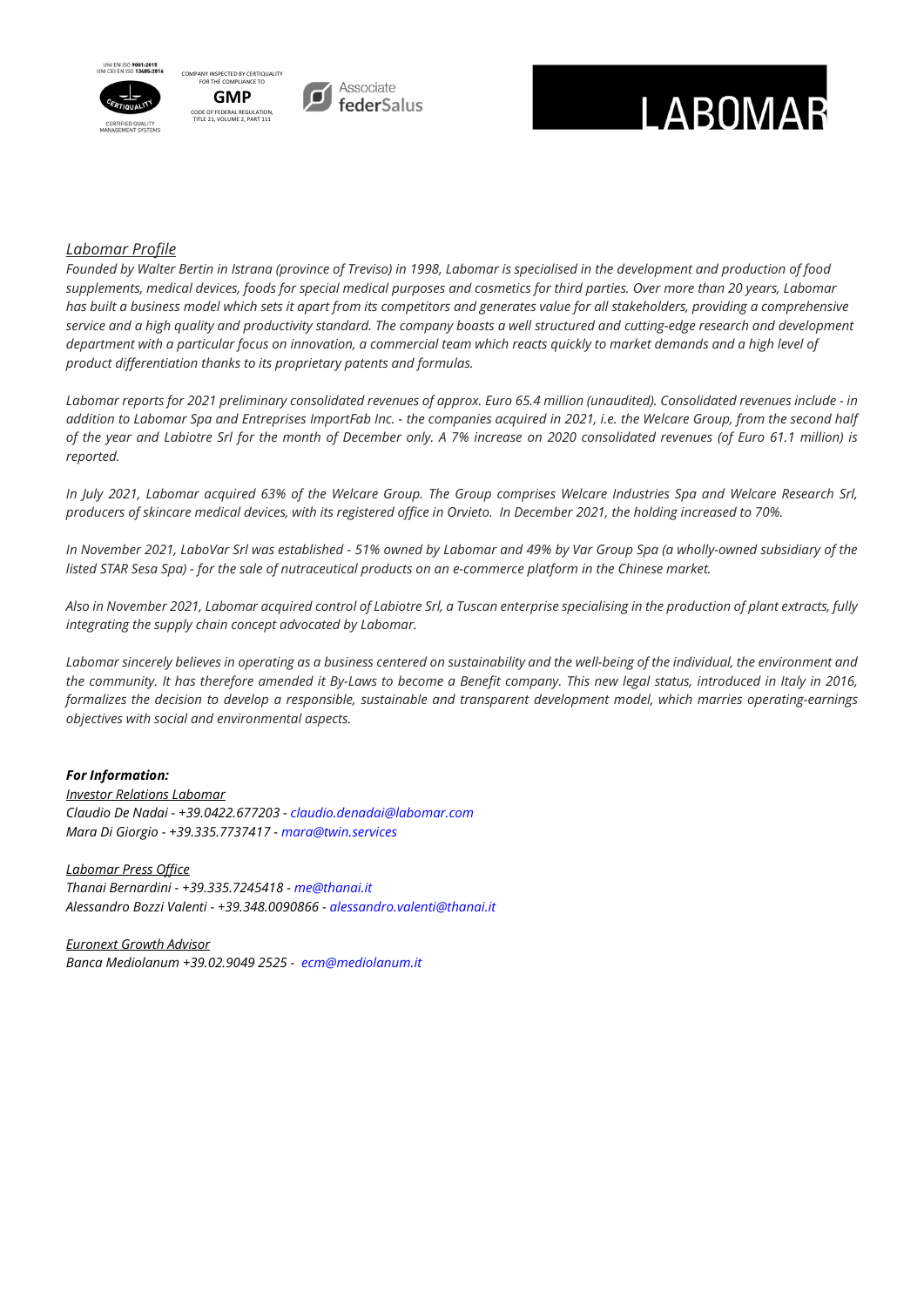*Labomar Profile*

*Founded by Walter Bertin in Istrana (province of Treviso) in 1998, Labomar is specialised in the development and production of food supplements, medical devices, foods for special medical purposes and cosmetics for third parties. Over more than 20 years, Labomar has built a business model which sets it apart from its competitors and generates value for all stakeholders, providing a comprehensive service and a high quality and productivity standard. The company boasts a well structured and cutting-edge research and development department with a particular focus on innovation, a commercial team which reacts quickly to market demands and a high level of product differentiation thanks to its proprietary patents and formulas.*

*Labomar reports for 2021 preliminary consolidated revenues of approx. Euro 65.4 million (unaudited). Consolidated revenues include - in addition to Labomar Spa and Entreprises ImportFab Inc. - the companies acquired in 2021, i.e. the Welcare Group, from the second half of the year and Labiotre Srl for the month of December only. A 7% increase on 2020 consolidated revenues (of Euro 61.1 million) is reported.*

*In July 2021, Labomar acquired 63% of the Welcare Group. The Group comprises Welcare Industries Spa and Welcare Research Srl, producers of skincare medical devices, with its registered office in Orvieto. In December 2021, the holding increased to 70%.*

*In November 2021, LaboVar Srl was established - 51% owned by Labomar and 49% by Var Group Spa (a wholly-owned subsidiary of the listed STAR Sesa Spa) - for the sale of nutraceutical products on an e-commerce platform in the Chinese market.*

*Also in November 2021, Labomar acquired control of Labiotre Srl, a Tuscan enterprise specialising in the production of plant extracts, fully integrating the supply chain concept advocated by Labomar.*

*Labomar sincerely believes in operating as a business centered on sustainability and the well-being of the individual, the environment and the community. It has therefore amended it By-Laws to become a Benefit company. This new legal status, introduced in Italy in 2016, formalizes the decision to develop a responsible, sustainable and transparent development model, which marries operating-earnings objectives with social and environmental aspects.*

***For Information:***

*Investor Relations Labomar*
*Claudio De Nadai - +39.0422.677203 - claudio.denadai@labomar.com*
*Mara Di Giorgio - +39.335.7737417 - mara@twin.services*

*Labomar Press Office*
*Thanai Bernardini - +39.335.7245418 - me@thanai.it*
*Alessandro Bozzi Valenti - +39.348.0090866 - alessandro.valenti@thanai.it*

*Euronext Growth Advisor*
*Banca Mediolanum +39.02.9049 2525 - ecm@mediolanum.it*